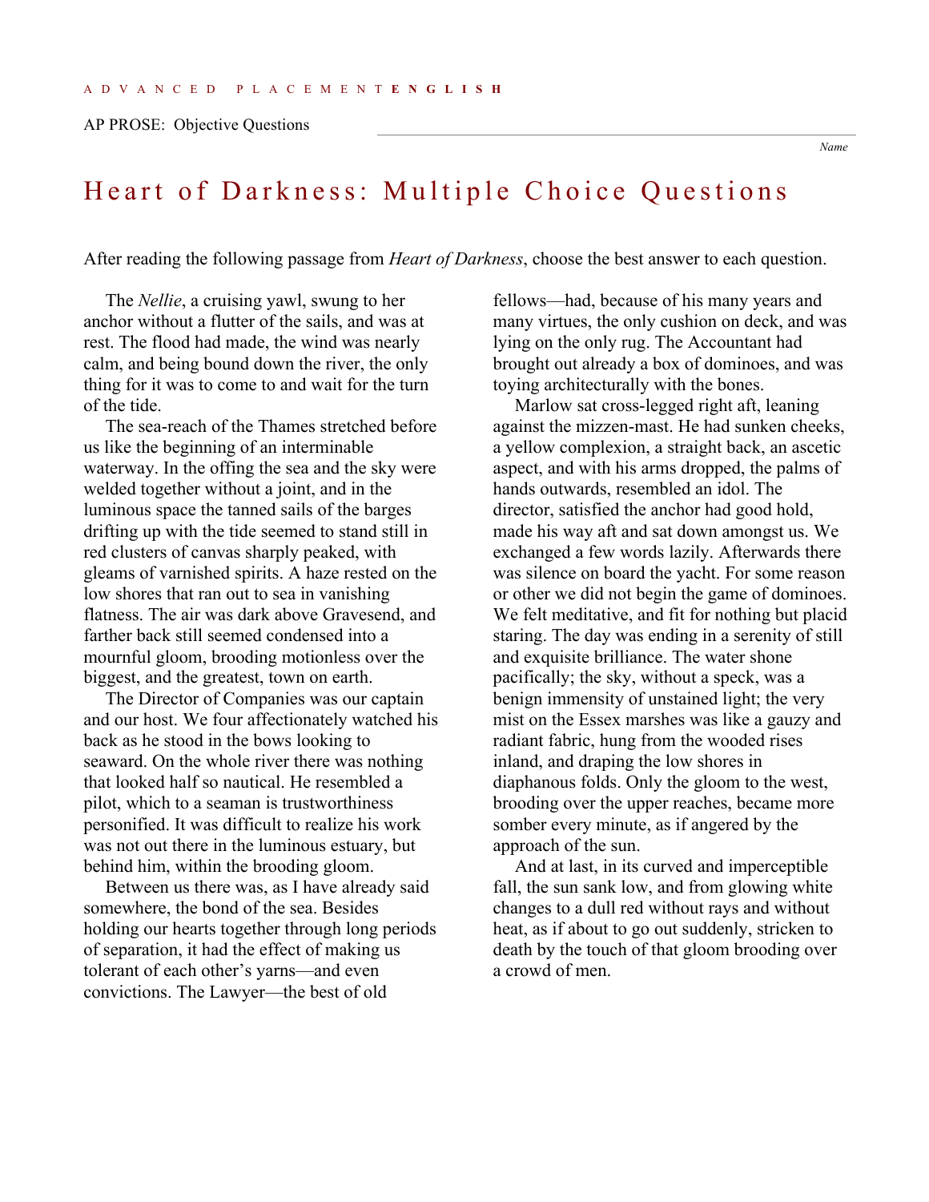ADVANCED PLACEMENT **ENGLISH**

AP PROSE: Objective Questions

Name

# Heart of Darkness: Multiple Choice Questions

After reading the following passage from *Heart of Darkness*, choose the best answer to each question.

The *Nellie*, a cruising yawl, swung to her anchor without a flutter of the sails, and was at rest. The flood had made, the wind was nearly calm, and being bound down the river, the only thing for it was to come to and wait for the turn of the tide.

The sea-reach of the Thames stretched before us like the beginning of an interminable waterway. In the offing the sea and the sky were welded together without a joint, and in the luminous space the tanned sails of the barges drifting up with the tide seemed to stand still in red clusters of canvas sharply peaked, with gleams of varnished spirits. A haze rested on the low shores that ran out to sea in vanishing flatness. The air was dark above Gravesend, and farther back still seemed condensed into a mournful gloom, brooding motionless over the biggest, and the greatest, town on earth.

The Director of Companies was our captain and our host. We four affectionately watched his back as he stood in the bows looking to seaward. On the whole river there was nothing that looked half so nautical. He resembled a pilot, which to a seaman is trustworthiness personified. It was difficult to realize his work was not out there in the luminous estuary, but behind him, within the brooding gloom.

Between us there was, as I have already said somewhere, the bond of the sea. Besides holding our hearts together through long periods of separation, it had the effect of making us tolerant of each other's yarns—and even convictions. The Lawyer—the best of old fellows—had, because of his many years and many virtues, the only cushion on deck, and was lying on the only rug. The Accountant had brought out already a box of dominoes, and was toying architecturally with the bones.

Marlow sat cross-legged right aft, leaning against the mizzen-mast. He had sunken cheeks, a yellow complexion, a straight back, an ascetic aspect, and with his arms dropped, the palms of hands outwards, resembled an idol. The director, satisfied the anchor had good hold, made his way aft and sat down amongst us. We exchanged a few words lazily. Afterwards there was silence on board the yacht. For some reason or other we did not begin the game of dominoes. We felt meditative, and fit for nothing but placid staring. The day was ending in a serenity of still and exquisite brilliance. The water shone pacifically; the sky, without a speck, was a benign immensity of unstained light; the very mist on the Essex marshes was like a gauzy and radiant fabric, hung from the wooded rises inland, and draping the low shores in diaphanous folds. Only the gloom to the west, brooding over the upper reaches, became more somber every minute, as if angered by the approach of the sun.

And at last, in its curved and imperceptible fall, the sun sank low, and from glowing white changes to a dull red without rays and without heat, as if about to go out suddenly, stricken to death by the touch of that gloom brooding over a crowd of men.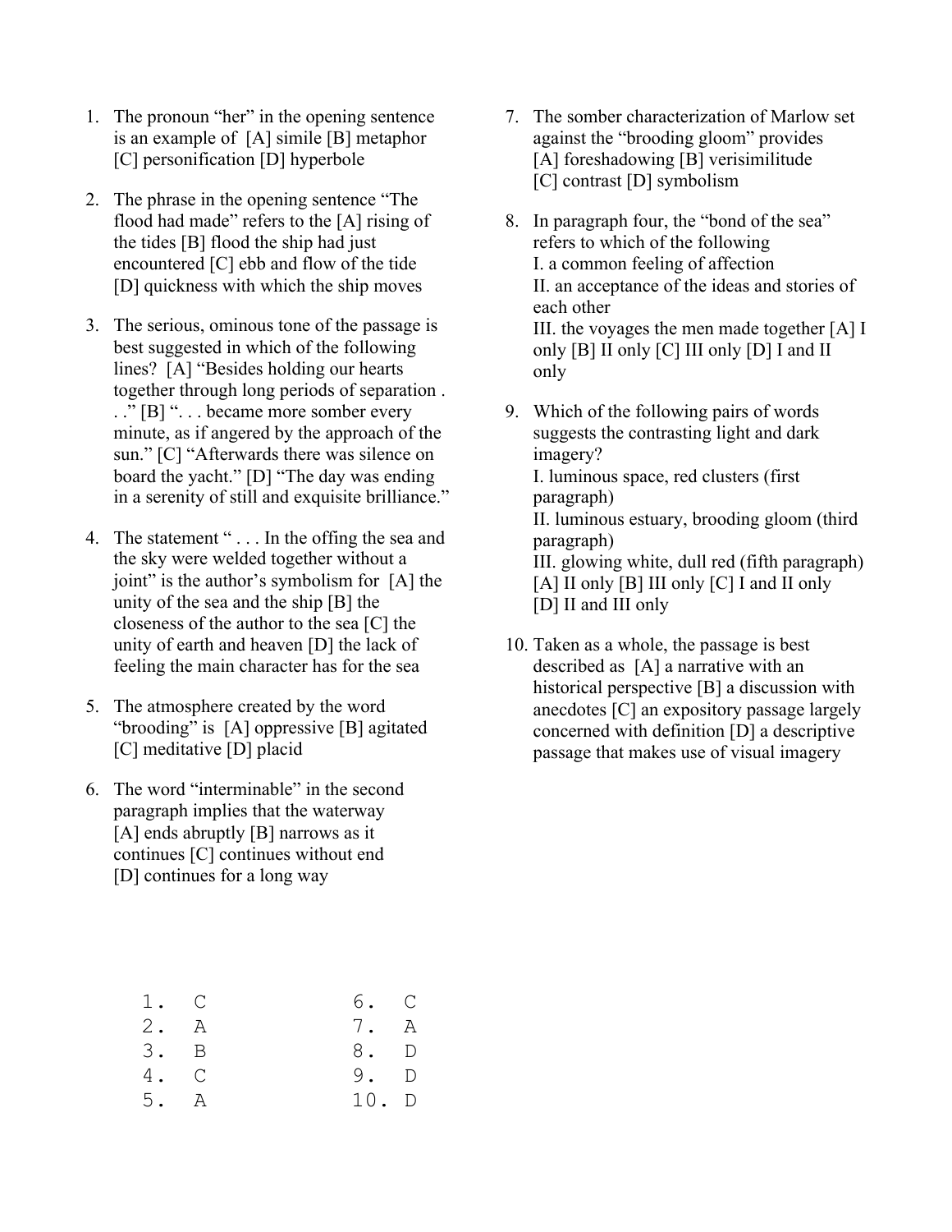1. The pronoun "her" in the opening sentence is an example of [A] simile [B] metaphor [C] personification [D] hyperbole

2. The phrase in the opening sentence "The flood had made" refers to the [A] rising of the tides [B] flood the ship had just encountered [C] ebb and flow of the tide [D] quickness with which the ship moves

3. The serious, ominous tone of the passage is best suggested in which of the following lines? [A] "Besides holding our hearts together through long periods of separation . . ." [B] ". . . became more somber every minute, as if angered by the approach of the sun." [C] "Afterwards there was silence on board the yacht." [D] "The day was ending in a serenity of still and exquisite brilliance."

4. The statement " . . . In the offing the sea and the sky were welded together without a joint" is the author's symbolism for [A] the unity of the sea and the ship [B] the closeness of the author to the sea [C] the unity of earth and heaven [D] the lack of feeling the main character has for the sea

5. The atmosphere created by the word "brooding" is [A] oppressive [B] agitated [C] meditative [D] placid

6. The word "interminable" in the second paragraph implies that the waterway [A] ends abruptly [B] narrows as it continues [C] continues without end [D] continues for a long way

7. The somber characterization of Marlow set against the "brooding gloom" provides [A] foreshadowing [B] verisimilitude [C] contrast [D] symbolism

8. In paragraph four, the "bond of the sea" refers to which of the following
   I. a common feeling of affection
   II. an acceptance of the ideas and stories of each other
   III. the voyages the men made together [A] I only [B] II only [C] III only [D] I and II only

9. Which of the following pairs of words suggests the contrasting light and dark imagery?
   I. luminous space, red clusters (first paragraph)
   II. luminous estuary, brooding gloom (third paragraph)
   III. glowing white, dull red (fifth paragraph)
   [A] II only [B] III only [C] I and II only [D] II and III only

10. Taken as a whole, the passage is best described as [A] a narrative with an historical perspective [B] a discussion with anecdotes [C] an expository passage largely concerned with definition [D] a descriptive passage that makes use of visual imagery

| | | | |
|---|---|---|---|
| 1. | C | 6. | C |
| 2. | A | 7. | A |
| 3. | B | 8. | D |
| 4. | C | 9. | D |
| 5. | A | 10. | D |